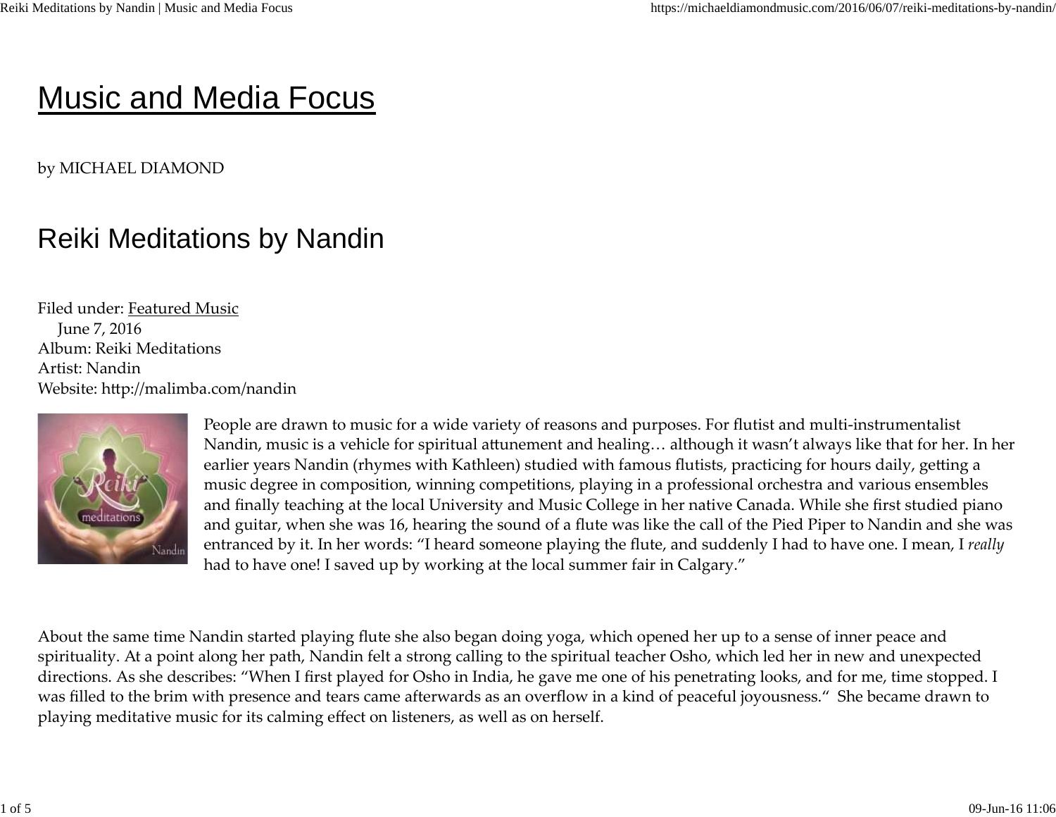# Music and Media Focus

by MICHAEL DIAMOND

## Reiki Meditations by Nandin

Filed under: Featured Music
June 7, 2016
Album: Reiki Meditations
Artist: Nandin
Website: http://malimba.com/nandin

People are drawn to music for a wide variety of reasons and purposes. For flutist and multi-instrumentalist Nandin, music is a vehicle for spiritual attunement and healing… although it wasn't always like that for her. In her earlier years Nandin (rhymes with Kathleen) studied with famous flutists, practicing for hours daily, getting a music degree in composition, winning competitions, playing in a professional orchestra and various ensembles and finally teaching at the local University and Music College in her native Canada. While she first studied piano and guitar, when she was 16, hearing the sound of a flute was like the call of the Pied Piper to Nandin and she was entranced by it. In her words: "I heard someone playing the flute, and suddenly I had to have one. I mean, I *really* had to have one! I saved up by working at the local summer fair in Calgary."

About the same time Nandin started playing flute she also began doing yoga, which opened her up to a sense of inner peace and spirituality. At a point along her path, Nandin felt a strong calling to the spiritual teacher Osho, which led her in new and unexpected directions. As she describes: "When I first played for Osho in India, he gave me one of his penetrating looks, and for me, time stopped. I was filled to the brim with presence and tears came afterwards as an overflow in a kind of peaceful joyousness." She became drawn to playing meditative music for its calming effect on listeners, as well as on herself.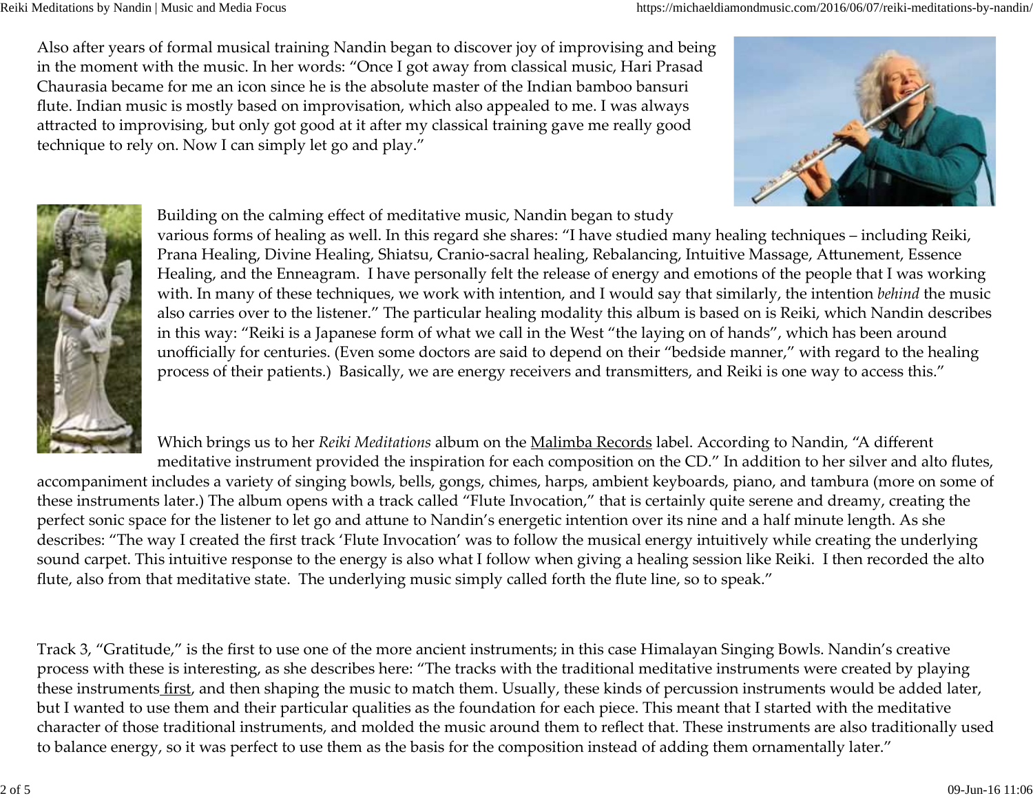Also after years of formal musical training Nandin began to discover joy of improvising and being in the moment with the music. In her words: "Once I got away from classical music, Hari Prasad Chaurasia became for me an icon since he is the absolute master of the Indian bamboo bansuri flute. Indian music is mostly based on improvisation, which also appealed to me. I was always attracted to improvising, but only got good at it after my classical training gave me really good technique to rely on. Now I can simply let go and play."

Building on the calming effect of meditative music, Nandin began to study various forms of healing as well. In this regard she shares: "I have studied many healing techniques – including Reiki, Prana Healing, Divine Healing, Shiatsu, Cranio-sacral healing, Rebalancing, Intuitive Massage, Attunement, Essence Healing, and the Enneagram. I have personally felt the release of energy and emotions of the people that I was working with. In many of these techniques, we work with intention, and I would say that similarly, the intention *behind* the music also carries over to the listener." The particular healing modality this album is based on is Reiki, which Nandin describes in this way: "Reiki is a Japanese form of what we call in the West "the laying on of hands", which has been around unofficially for centuries. (Even some doctors are said to depend on their "bedside manner," with regard to the healing process of their patients.) Basically, we are energy receivers and transmitters, and Reiki is one way to access this."

Which brings us to her *Reiki Meditations* album on the Malimba Records label. According to Nandin, "A different meditative instrument provided the inspiration for each composition on the CD." In addition to her silver and alto flutes, accompaniment includes a variety of singing bowls, bells, gongs, chimes, harps, ambient keyboards, piano, and tambura (more on some of these instruments later.) The album opens with a track called "Flute Invocation," that is certainly quite serene and dreamy, creating the perfect sonic space for the listener to let go and attune to Nandin's energetic intention over its nine and a half minute length. As she describes: "The way I created the first track 'Flute Invocation' was to follow the musical energy intuitively while creating the underlying sound carpet. This intuitive response to the energy is also what I follow when giving a healing session like Reiki. I then recorded the alto flute, also from that meditative state. The underlying music simply called forth the flute line, so to speak."

Track 3, "Gratitude," is the first to use one of the more ancient instruments; in this case Himalayan Singing Bowls. Nandin's creative process with these is interesting, as she describes here: "The tracks with the traditional meditative instruments were created by playing these instruments first, and then shaping the music to match them. Usually, these kinds of percussion instruments would be added later, but I wanted to use them and their particular qualities as the foundation for each piece. This meant that I started with the meditative character of those traditional instruments, and molded the music around them to reflect that. These instruments are also traditionally used to balance energy, so it was perfect to use them as the basis for the composition instead of adding them ornamentally later."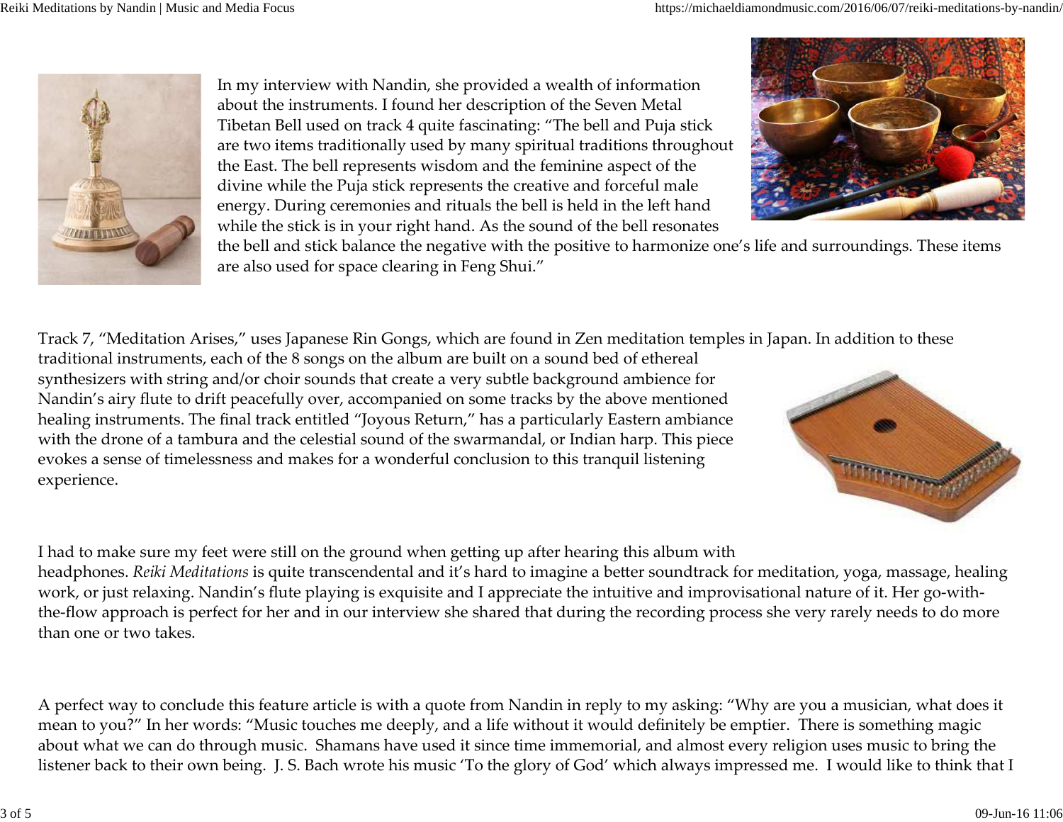In my interview with Nandin, she provided a wealth of information about the instruments. I found her description of the Seven Metal Tibetan Bell used on track 4 quite fascinating: "The bell and Puja stick are two items traditionally used by many spiritual traditions throughout the East. The bell represents wisdom and the feminine aspect of the divine while the Puja stick represents the creative and forceful male energy. During ceremonies and rituals the bell is held in the left hand while the stick is in your right hand. As the sound of the bell resonates the bell and stick balance the negative with the positive to harmonize one's life and surroundings. These items are also used for space clearing in Feng Shui."

Track 7, "Meditation Arises," uses Japanese Rin Gongs, which are found in Zen meditation temples in Japan. In addition to these traditional instruments, each of the 8 songs on the album are built on a sound bed of ethereal synthesizers with string and/or choir sounds that create a very subtle background ambience for Nandin's airy flute to drift peacefully over, accompanied on some tracks by the above mentioned healing instruments. The final track entitled "Joyous Return," has a particularly Eastern ambiance with the drone of a tambura and the celestial sound of the swarmandal, or Indian harp. This piece evokes a sense of timelessness and makes for a wonderful conclusion to this tranquil listening experience.

I had to make sure my feet were still on the ground when getting up after hearing this album with headphones. *Reiki Meditations* is quite transcendental and it's hard to imagine a better soundtrack for meditation, yoga, massage, healing work, or just relaxing. Nandin's flute playing is exquisite and I appreciate the intuitive and improvisational nature of it. Her go-with-the-flow approach is perfect for her and in our interview she shared that during the recording process she very rarely needs to do more than one or two takes.

A perfect way to conclude this feature article is with a quote from Nandin in reply to my asking: "Why are you a musician, what does it mean to you?" In her words: "Music touches me deeply, and a life without it would definitely be emptier. There is something magic about what we can do through music. Shamans have used it since time immemorial, and almost every religion uses music to bring the listener back to their own being. J. S. Bach wrote his music 'To the glory of God' which always impressed me. I would like to think that I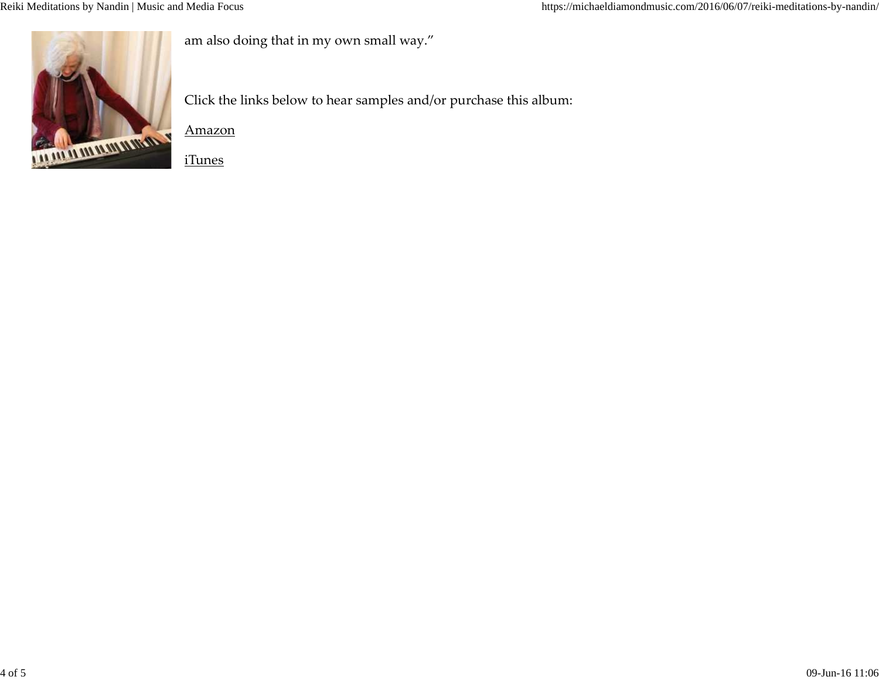am also doing that in my own small way."

Click the links below to hear samples and/or purchase this album:

Amazon

iTunes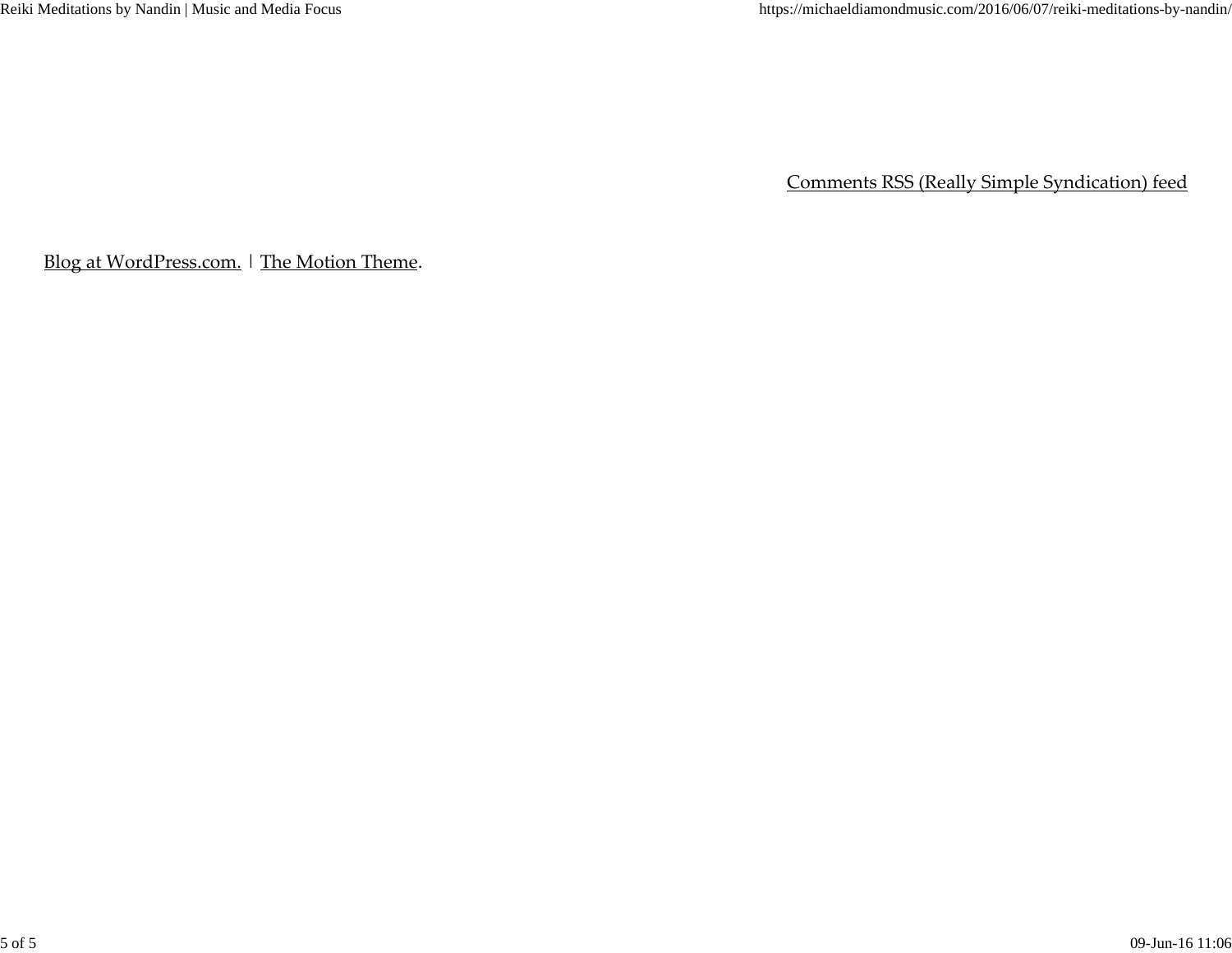Comments RSS (Really Simple Syndication) feed

Blog at WordPress.com. | The Motion Theme.